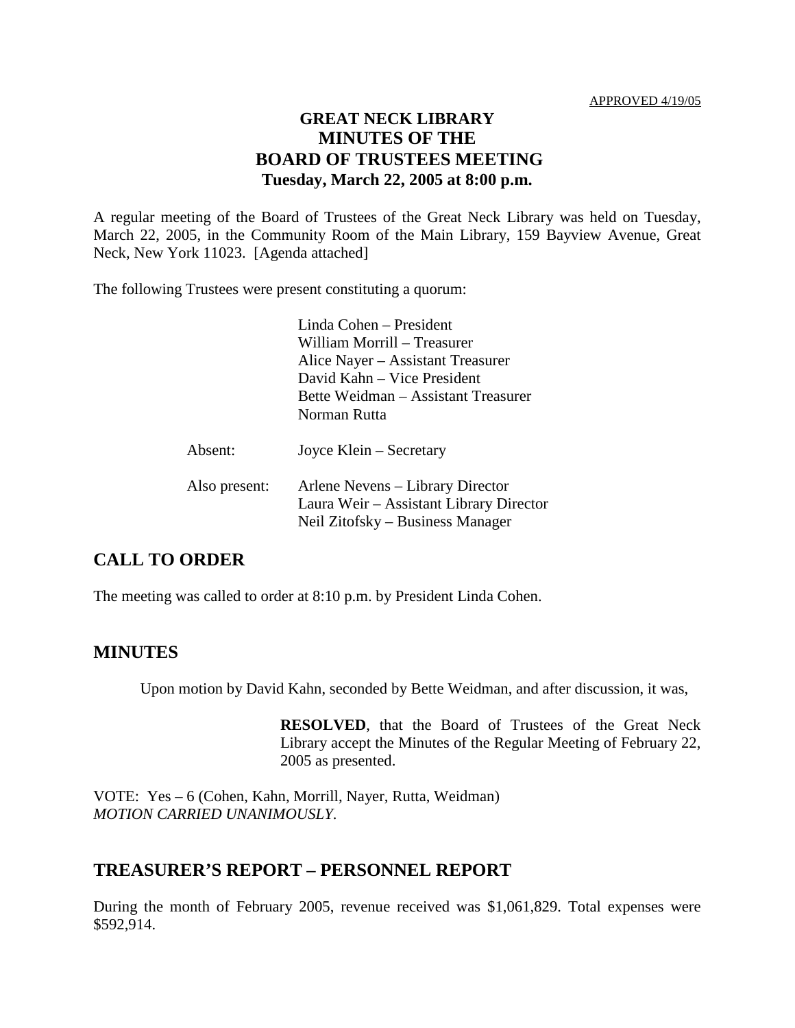APPROVED 4/19/05

# GREAT NECK LIBRARY
# MINUTES OF THE
# BOARD OF TRUSTEES MEETING
**Tuesday, March 22, 2005 at 8:00 p.m.**

A regular meeting of the Board of Trustees of the Great Neck Library was held on Tuesday, March 22, 2005, in the Community Room of the Main Library, 159 Bayview Avenue, Great Neck, New York 11023. [Agenda attached]

The following Trustees were present constituting a quorum:

Linda Cohen – President
William Morrill – Treasurer
Alice Nayer – Assistant Treasurer
David Kahn – Vice President
Bette Weidman – Assistant Treasurer
Norman Rutta

Absent: Joyce Klein – Secretary

Also present: Arlene Nevens – Library Director
Laura Weir – Assistant Library Director
Neil Zitofsky – Business Manager

## CALL TO ORDER

The meeting was called to order at 8:10 p.m. by President Linda Cohen.

## MINUTES

Upon motion by David Kahn, seconded by Bette Weidman, and after discussion, it was,

> **RESOLVED**, that the Board of Trustees of the Great Neck Library accept the Minutes of the Regular Meeting of February 22, 2005 as presented.

VOTE: Yes – 6 (Cohen, Kahn, Morrill, Nayer, Rutta, Weidman)
*MOTION CARRIED UNANIMOUSLY.*

## TREASURER'S REPORT – PERSONNEL REPORT

During the month of February 2005, revenue received was $1,061,829. Total expenses were $592,914.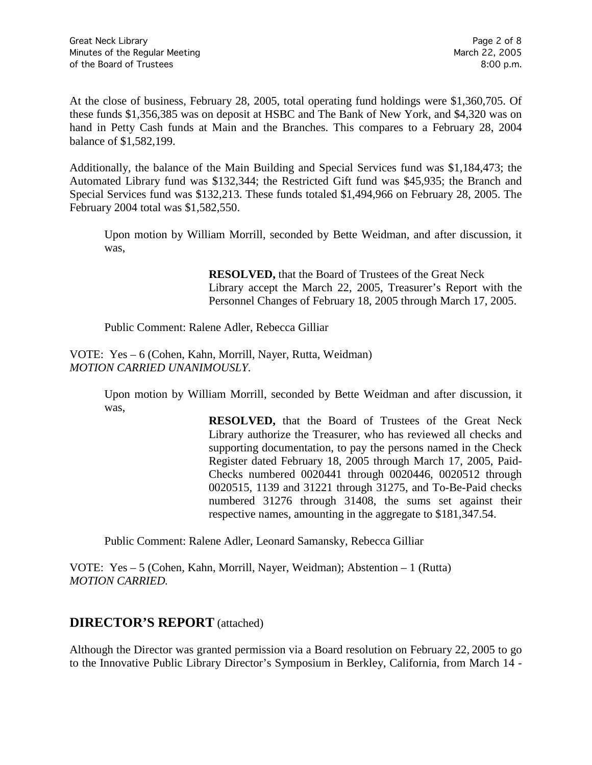At the close of business, February 28, 2005, total operating fund holdings were $1,360,705. Of these funds $1,356,385 was on deposit at HSBC and The Bank of New York, and $4,320 was on hand in Petty Cash funds at Main and the Branches. This compares to a February 28, 2004 balance of $1,582,199.

Additionally, the balance of the Main Building and Special Services fund was $1,184,473; the Automated Library fund was $132,344; the Restricted Gift fund was $45,935; the Branch and Special Services fund was $132,213. These funds totaled $1,494,966 on February 28, 2005. The February 2004 total was $1,582,550.

> Upon motion by William Morrill, seconded by Bette Weidman, and after discussion, it was,
>
> > **RESOLVED,** that the Board of Trustees of the Great Neck Library accept the March 22, 2005, Treasurer's Report with the Personnel Changes of February 18, 2005 through March 17, 2005.
>
> Public Comment: Ralene Adler, Rebecca Gilliar

VOTE: Yes – 6 (Cohen, Kahn, Morrill, Nayer, Rutta, Weidman)
*MOTION CARRIED UNANIMOUSLY.*

> Upon motion by William Morrill, seconded by Bette Weidman and after discussion, it was,
>
> > **RESOLVED,** that the Board of Trustees of the Great Neck Library authorize the Treasurer, who has reviewed all checks and supporting documentation, to pay the persons named in the Check Register dated February 18, 2005 through March 17, 2005, Paid-Checks numbered 0020441 through 0020446, 0020512 through 0020515, 1139 and 31221 through 31275, and To-Be-Paid checks numbered 31276 through 31408, the sums set against their respective names, amounting in the aggregate to $181,347.54.
>
> Public Comment: Ralene Adler, Leonard Samansky, Rebecca Gilliar

VOTE: Yes – 5 (Cohen, Kahn, Morrill, Nayer, Weidman); Abstention – 1 (Rutta)
*MOTION CARRIED.*

## DIRECTOR'S REPORT (attached)

Although the Director was granted permission via a Board resolution on February 22, 2005 to go to the Innovative Public Library Director's Symposium in Berkley, California, from March 14 -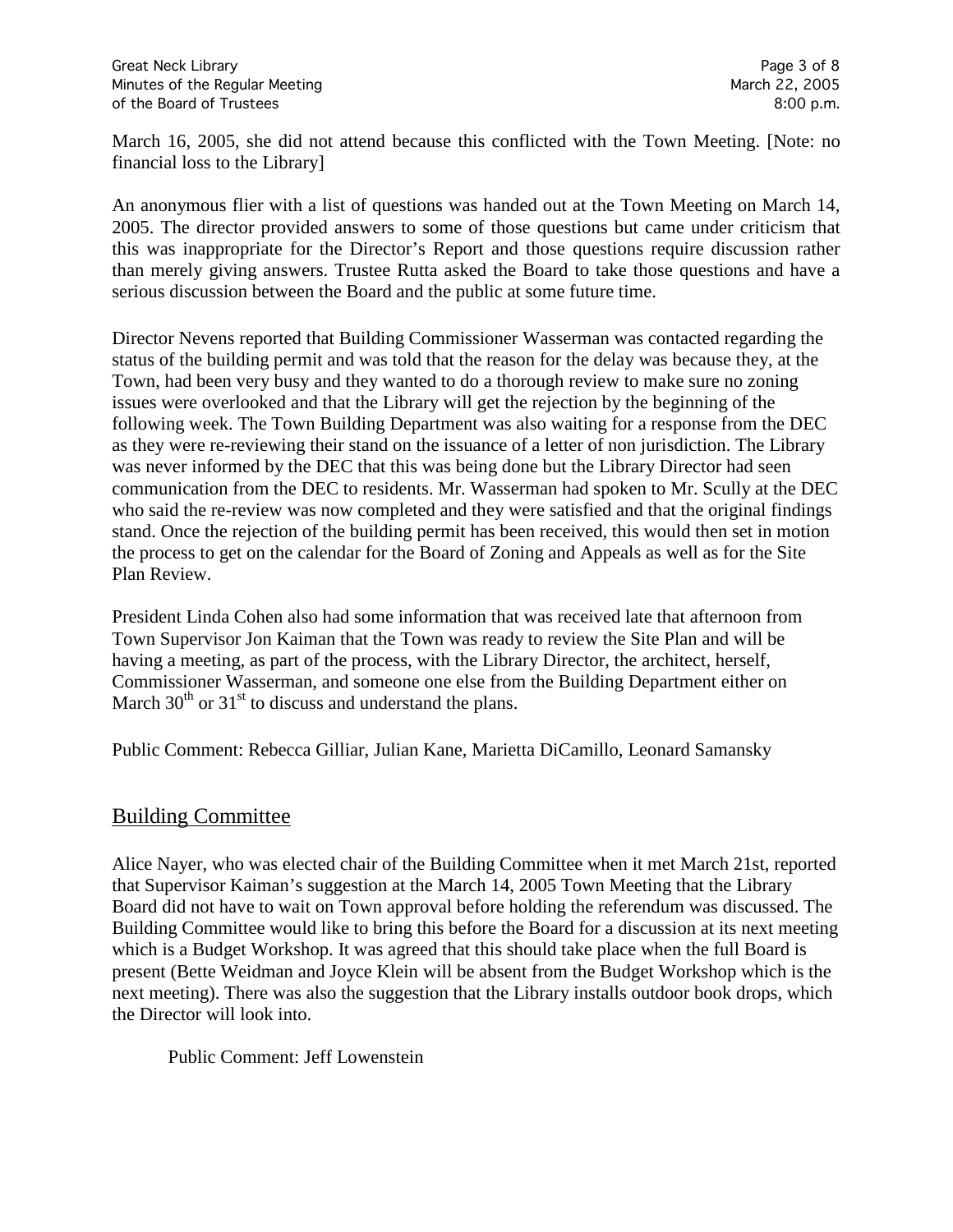March 16, 2005, she did not attend because this conflicted with the Town Meeting. [Note: no financial loss to the Library]

An anonymous flier with a list of questions was handed out at the Town Meeting on March 14, 2005. The director provided answers to some of those questions but came under criticism that this was inappropriate for the Director's Report and those questions require discussion rather than merely giving answers. Trustee Rutta asked the Board to take those questions and have a serious discussion between the Board and the public at some future time.

Director Nevens reported that Building Commissioner Wasserman was contacted regarding the status of the building permit and was told that the reason for the delay was because they, at the Town, had been very busy and they wanted to do a thorough review to make sure no zoning issues were overlooked and that the Library will get the rejection by the beginning of the following week. The Town Building Department was also waiting for a response from the DEC as they were re-reviewing their stand on the issuance of a letter of non jurisdiction. The Library was never informed by the DEC that this was being done but the Library Director had seen communication from the DEC to residents. Mr. Wasserman had spoken to Mr. Scully at the DEC who said the re-review was now completed and they were satisfied and that the original findings stand. Once the rejection of the building permit has been received, this would then set in motion the process to get on the calendar for the Board of Zoning and Appeals as well as for the Site Plan Review.

President Linda Cohen also had some information that was received late that afternoon from Town Supervisor Jon Kaiman that the Town was ready to review the Site Plan and will be having a meeting, as part of the process, with the Library Director, the architect, herself, Commissioner Wasserman, and someone one else from the Building Department either on March 30th or 31st to discuss and understand the plans.

Public Comment: Rebecca Gilliar, Julian Kane, Marietta DiCamillo, Leonard Samansky

## Building Committee

Alice Nayer, who was elected chair of the Building Committee when it met March 21st, reported that Supervisor Kaiman's suggestion at the March 14, 2005 Town Meeting that the Library Board did not have to wait on Town approval before holding the referendum was discussed. The Building Committee would like to bring this before the Board for a discussion at its next meeting which is a Budget Workshop. It was agreed that this should take place when the full Board is present (Bette Weidman and Joyce Klein will be absent from the Budget Workshop which is the next meeting). There was also the suggestion that the Library installs outdoor book drops, which the Director will look into.

Public Comment: Jeff Lowenstein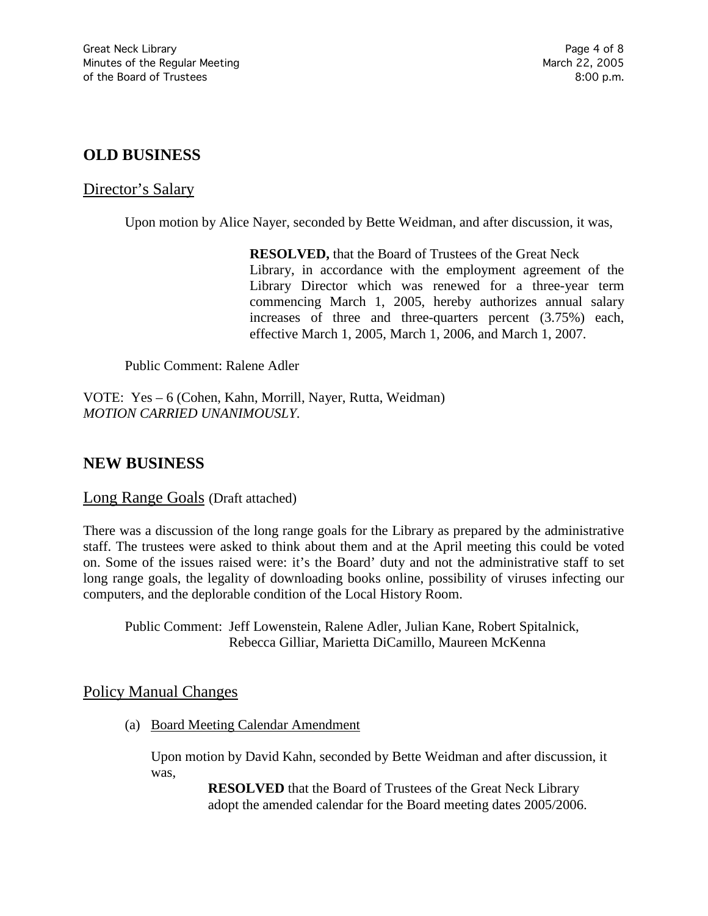## OLD BUSINESS

### Director's Salary

Upon motion by Alice Nayer, seconded by Bette Weidman, and after discussion, it was,

> **RESOLVED,** that the Board of Trustees of the Great Neck Library, in accordance with the employment agreement of the Library Director which was renewed for a three-year term commencing March 1, 2005, hereby authorizes annual salary increases of three and three-quarters percent (3.75%) each, effective March 1, 2005, March 1, 2006, and March 1, 2007.

Public Comment: Ralene Adler

VOTE: Yes – 6 (Cohen, Kahn, Morrill, Nayer, Rutta, Weidman)
*MOTION CARRIED UNANIMOUSLY.*

## NEW BUSINESS

### Long Range Goals (Draft attached)

There was a discussion of the long range goals for the Library as prepared by the administrative staff. The trustees were asked to think about them and at the April meeting this could be voted on. Some of the issues raised were: it's the Board' duty and not the administrative staff to set long range goals, the legality of downloading books online, possibility of viruses infecting our computers, and the deplorable condition of the Local History Room.

Public Comment: Jeff Lowenstein, Ralene Adler, Julian Kane, Robert Spitalnick, Rebecca Gilliar, Marietta DiCamillo, Maureen McKenna

### Policy Manual Changes

(a) Board Meeting Calendar Amendment

Upon motion by David Kahn, seconded by Bette Weidman and after discussion, it was,

> **RESOLVED** that the Board of Trustees of the Great Neck Library adopt the amended calendar for the Board meeting dates 2005/2006.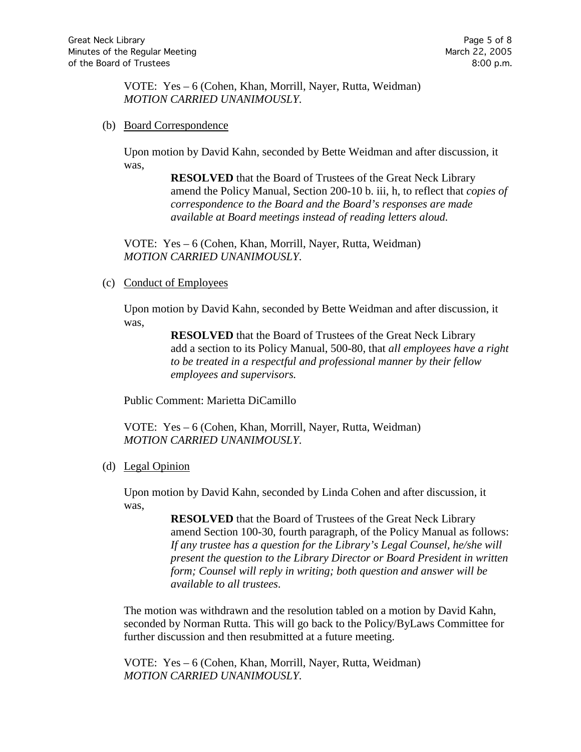VOTE: Yes – 6 (Cohen, Khan, Morrill, Nayer, Rutta, Weidman)
*MOTION CARRIED UNANIMOUSLY*.

(b) Board Correspondence

Upon motion by David Kahn, seconded by Bette Weidman and after discussion, it was,

> **RESOLVED** that the Board of Trustees of the Great Neck Library amend the Policy Manual, Section 200-10 b. iii, h, to reflect that *copies of correspondence to the Board and the Board's responses are made available at Board meetings instead of reading letters aloud.*

VOTE: Yes – 6 (Cohen, Khan, Morrill, Nayer, Rutta, Weidman)
*MOTION CARRIED UNANIMOUSLY*.

(c) Conduct of Employees

Upon motion by David Kahn, seconded by Bette Weidman and after discussion, it was,

> **RESOLVED** that the Board of Trustees of the Great Neck Library add a section to its Policy Manual, 500-80, that *all employees have a right to be treated in a respectful and professional manner by their fellow employees and supervisors.*

Public Comment: Marietta DiCamillo

VOTE: Yes – 6 (Cohen, Khan, Morrill, Nayer, Rutta, Weidman)
*MOTION CARRIED UNANIMOUSLY*.

(d) Legal Opinion

Upon motion by David Kahn, seconded by Linda Cohen and after discussion, it was,

> **RESOLVED** that the Board of Trustees of the Great Neck Library amend Section 100-30, fourth paragraph, of the Policy Manual as follows: *If any trustee has a question for the Library's Legal Counsel, he/she will present the question to the Library Director or Board President in written form; Counsel will reply in writing; both question and answer will be available to all trustees*.

The motion was withdrawn and the resolution tabled on a motion by David Kahn, seconded by Norman Rutta. This will go back to the Policy/ByLaws Committee for further discussion and then resubmitted at a future meeting.

VOTE: Yes – 6 (Cohen, Khan, Morrill, Nayer, Rutta, Weidman)
*MOTION CARRIED UNANIMOUSLY*.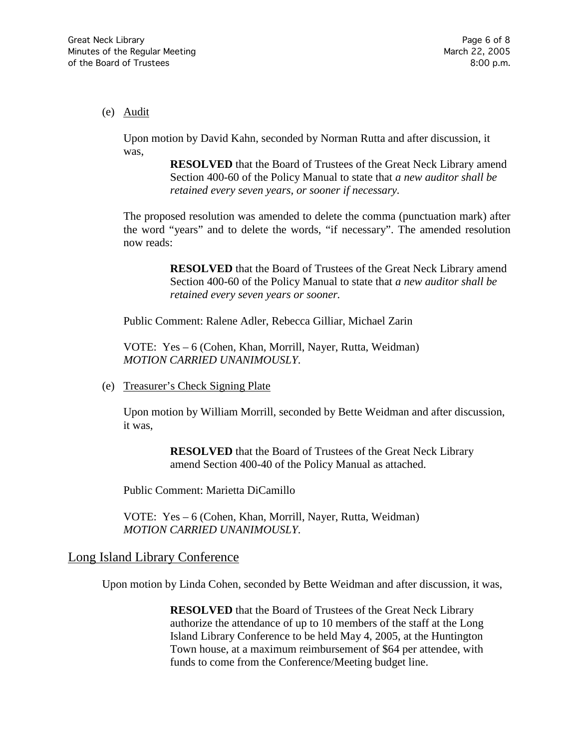(e) Audit

Upon motion by David Kahn, seconded by Norman Rutta and after discussion, it was,

> **RESOLVED** that the Board of Trustees of the Great Neck Library amend Section 400-60 of the Policy Manual to state that *a new auditor shall be retained every seven years, or sooner if necessary*.

The proposed resolution was amended to delete the comma (punctuation mark) after the word "years" and to delete the words, "if necessary". The amended resolution now reads:

> **RESOLVED** that the Board of Trustees of the Great Neck Library amend Section 400-60 of the Policy Manual to state that *a new auditor shall be retained every seven years or sooner.*

Public Comment: Ralene Adler, Rebecca Gilliar, Michael Zarin

VOTE: Yes – 6 (Cohen, Khan, Morrill, Nayer, Rutta, Weidman)
*MOTION CARRIED UNANIMOUSLY*.

(e) Treasurer's Check Signing Plate

Upon motion by William Morrill, seconded by Bette Weidman and after discussion, it was,

> **RESOLVED** that the Board of Trustees of the Great Neck Library amend Section 400-40 of the Policy Manual as attached.

Public Comment: Marietta DiCamillo

VOTE: Yes – 6 (Cohen, Khan, Morrill, Nayer, Rutta, Weidman)
*MOTION CARRIED UNANIMOUSLY*.

## Long Island Library Conference

Upon motion by Linda Cohen, seconded by Bette Weidman and after discussion, it was,

> **RESOLVED** that the Board of Trustees of the Great Neck Library authorize the attendance of up to 10 members of the staff at the Long Island Library Conference to be held May 4, 2005, at the Huntington Town house, at a maximum reimbursement of $64 per attendee, with funds to come from the Conference/Meeting budget line.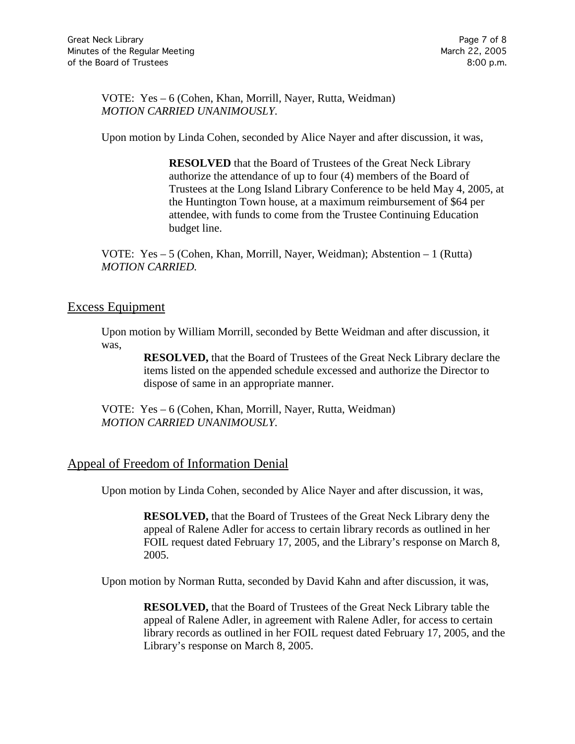VOTE: Yes – 6 (Cohen, Khan, Morrill, Nayer, Rutta, Weidman)
*MOTION CARRIED UNANIMOUSLY.*

Upon motion by Linda Cohen, seconded by Alice Nayer and after discussion, it was,

> **RESOLVED** that the Board of Trustees of the Great Neck Library authorize the attendance of up to four (4) members of the Board of Trustees at the Long Island Library Conference to be held May 4, 2005, at the Huntington Town house, at a maximum reimbursement of $64 per attendee, with funds to come from the Trustee Continuing Education budget line.

VOTE: Yes – 5 (Cohen, Khan, Morrill, Nayer, Weidman); Abstention – 1 (Rutta)
*MOTION CARRIED.*

## Excess Equipment

Upon motion by William Morrill, seconded by Bette Weidman and after discussion, it was,

> **RESOLVED,** that the Board of Trustees of the Great Neck Library declare the items listed on the appended schedule excessed and authorize the Director to dispose of same in an appropriate manner.

VOTE: Yes – 6 (Cohen, Khan, Morrill, Nayer, Rutta, Weidman)
*MOTION CARRIED UNANIMOUSLY.*

## Appeal of Freedom of Information Denial

Upon motion by Linda Cohen, seconded by Alice Nayer and after discussion, it was,

> **RESOLVED,** that the Board of Trustees of the Great Neck Library deny the appeal of Ralene Adler for access to certain library records as outlined in her FOIL request dated February 17, 2005, and the Library's response on March 8, 2005.

Upon motion by Norman Rutta, seconded by David Kahn and after discussion, it was,

> **RESOLVED,** that the Board of Trustees of the Great Neck Library table the appeal of Ralene Adler, in agreement with Ralene Adler, for access to certain library records as outlined in her FOIL request dated February 17, 2005, and the Library's response on March 8, 2005.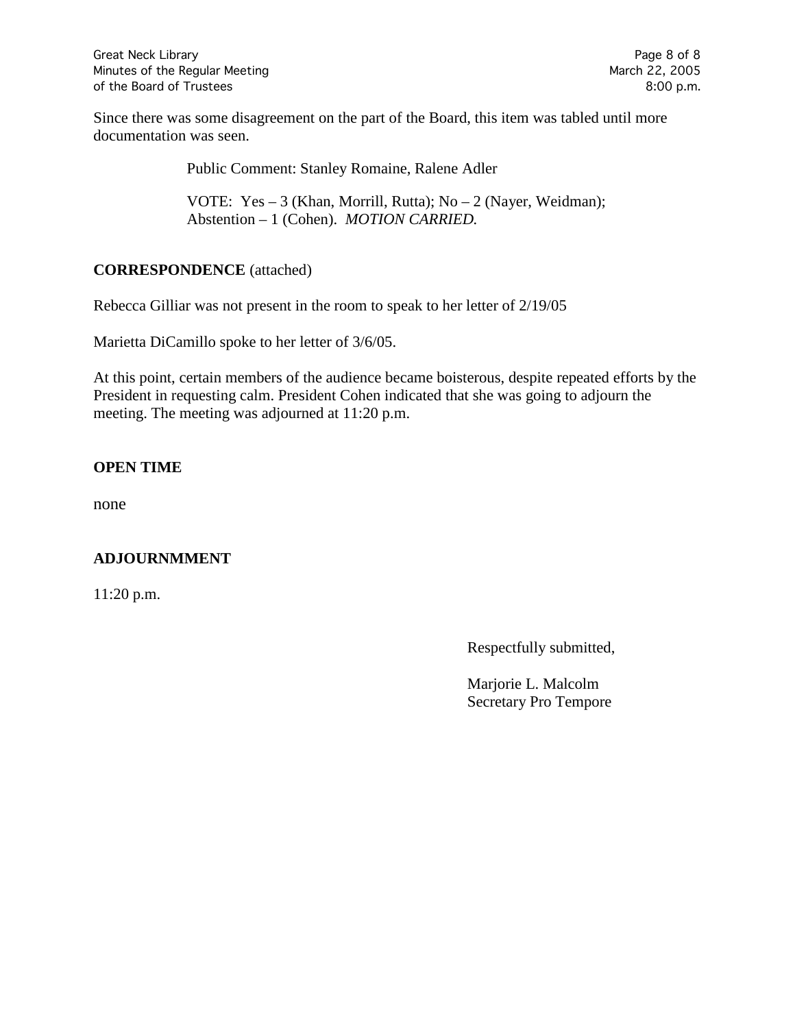Since there was some disagreement on the part of the Board, this item was tabled until more documentation was seen.

Public Comment: Stanley Romaine, Ralene Adler

VOTE: Yes – 3 (Khan, Morrill, Rutta); No – 2 (Nayer, Weidman); Abstention – 1 (Cohen). *MOTION CARRIED.*

**CORRESPONDENCE** (attached)

Rebecca Gilliar was not present in the room to speak to her letter of 2/19/05

Marietta DiCamillo spoke to her letter of 3/6/05.

At this point, certain members of the audience became boisterous, despite repeated efforts by the President in requesting calm. President Cohen indicated that she was going to adjourn the meeting. The meeting was adjourned at 11:20 p.m.

**OPEN TIME**

none

**ADJOURNMMENT**

11:20 p.m.

Respectfully submitted,

Marjorie L. Malcolm
Secretary Pro Tempore